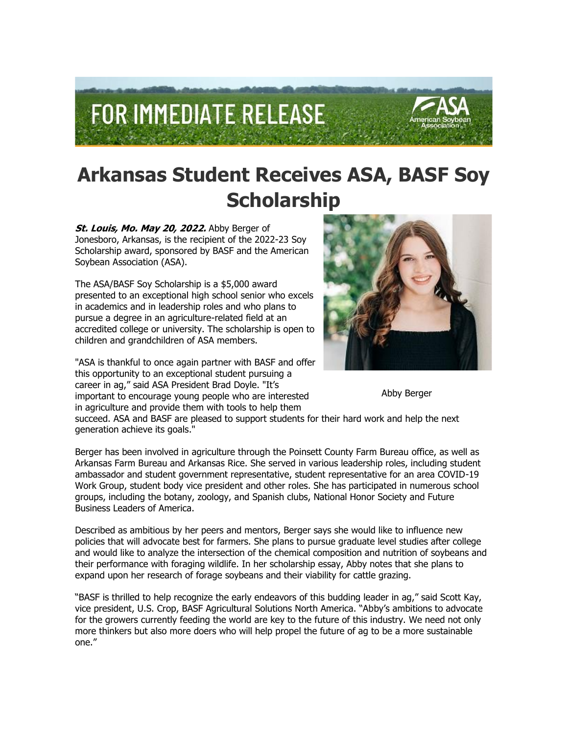FOR IMMEDIATE RELEASE

# Arkansas Student Receives ASA, BASF Soy Scholarship

***St. Louis, Mo. May 20, 2022.*** Abby Berger of Jonesboro, Arkansas, is the recipient of the 2022-23 Soy Scholarship award, sponsored by BASF and the American Soybean Association (ASA).

The ASA/BASF Soy Scholarship is a $5,000 award presented to an exceptional high school senior who excels in academics and in leadership roles and who plans to pursue a degree in an agriculture-related field at an accredited college or university. The scholarship is open to children and grandchildren of ASA members.

Abby Berger

"ASA is thankful to once again partner with BASF and offer this opportunity to an exceptional student pursuing a career in ag," said ASA President Brad Doyle. "It's important to encourage young people who are interested in agriculture and provide them with tools to help them succeed. ASA and BASF are pleased to support students for their hard work and help the next generation achieve its goals."

Berger has been involved in agriculture through the Poinsett County Farm Bureau office, as well as Arkansas Farm Bureau and Arkansas Rice. She served in various leadership roles, including student ambassador and student government representative, student representative for an area COVID-19 Work Group, student body vice president and other roles. She has participated in numerous school groups, including the botany, zoology, and Spanish clubs, National Honor Society and Future Business Leaders of America.

Described as ambitious by her peers and mentors, Berger says she would like to influence new policies that will advocate best for farmers. She plans to pursue graduate level studies after college and would like to analyze the intersection of the chemical composition and nutrition of soybeans and their performance with foraging wildlife. In her scholarship essay, Abby notes that she plans to expand upon her research of forage soybeans and their viability for cattle grazing.

"BASF is thrilled to help recognize the early endeavors of this budding leader in ag," said Scott Kay, vice president, U.S. Crop, BASF Agricultural Solutions North America. "Abby's ambitions to advocate for the growers currently feeding the world are key to the future of this industry. We need not only more thinkers but also more doers who will help propel the future of ag to be a more sustainable one."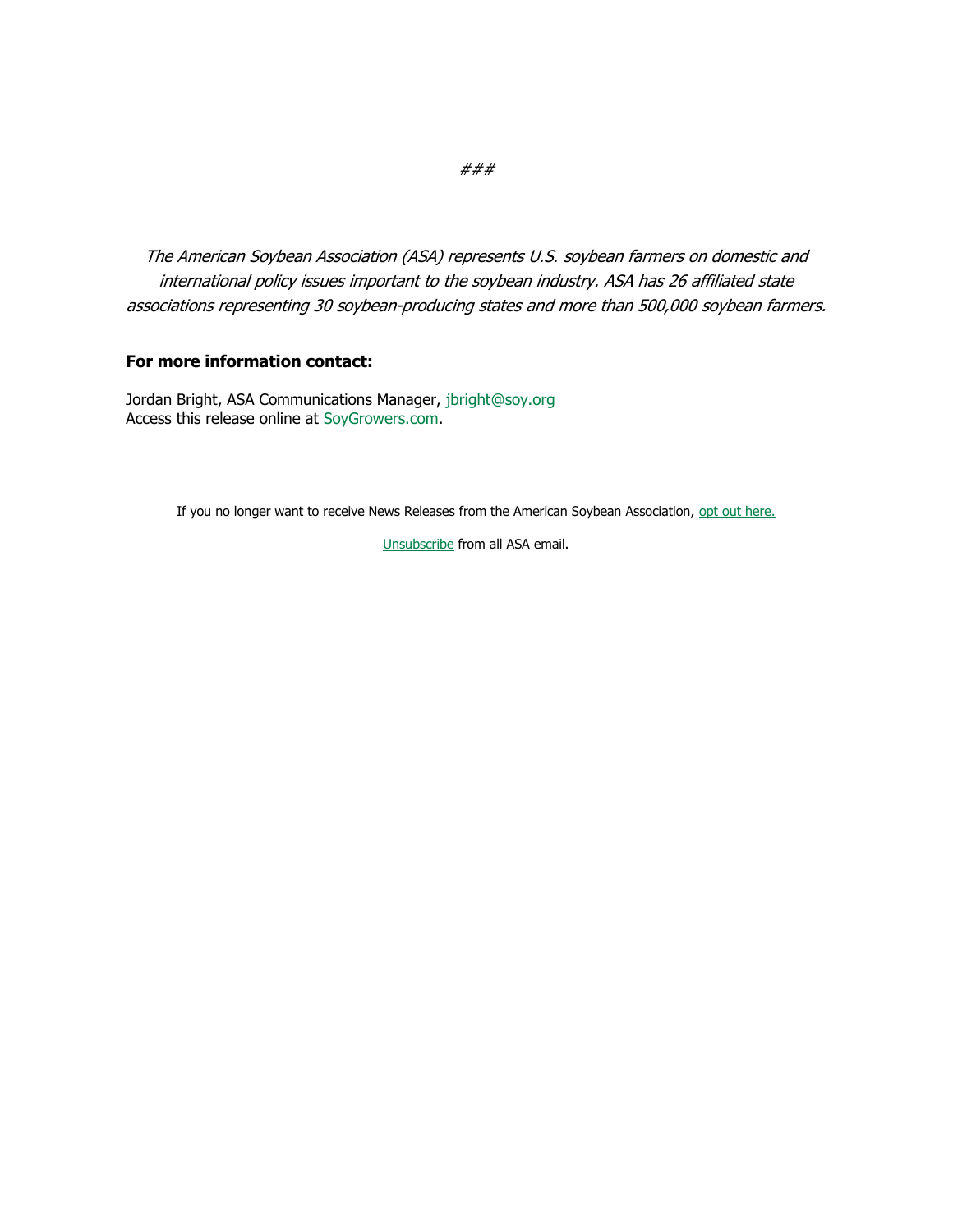###

*The American Soybean Association (ASA) represents U.S. soybean farmers on domestic and international policy issues important to the soybean industry. ASA has 26 affiliated state associations representing 30 soybean-producing states and more than 500,000 soybean farmers.*

**For more information contact:**

Jordan Bright, ASA Communications Manager, jbright@soy.org
Access this release online at SoyGrowers.com.

If you no longer want to receive News Releases from the American Soybean Association, opt out here.

Unsubscribe from all ASA email.